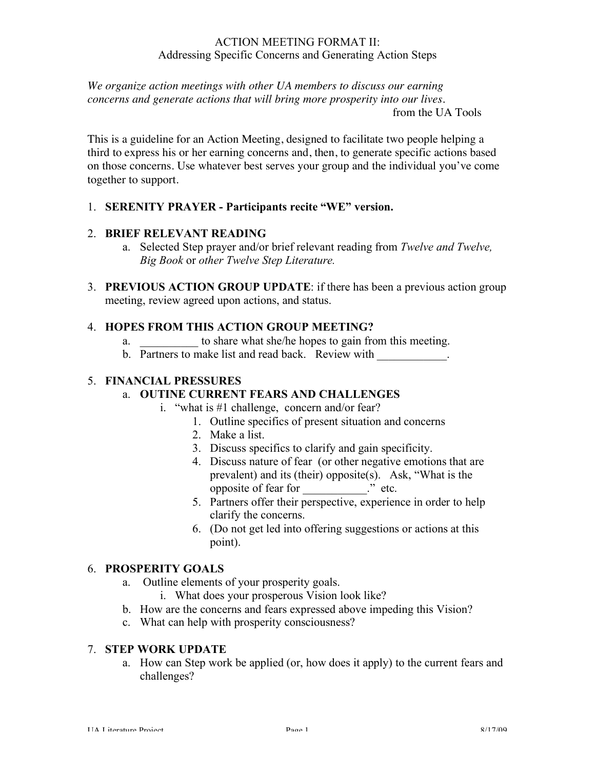# ACTION MEETING FORMAT II:
## Addressing Specific Concerns and Generating Action Steps

*We organize action meetings with other UA members to discuss our earning concerns and generate actions that will bring more prosperity into our lives.*

from the UA Tools

This is a guideline for an Action Meeting, designed to facilitate two people helping a third to express his or her earning concerns and, then, to generate specific actions based on those concerns. Use whatever best serves your group and the individual you've come together to support.

1. **SERENITY PRAYER - Participants recite "WE" version.**

2. **BRIEF RELEVANT READING**
   a. Selected Step prayer and/or brief relevant reading from *Twelve and Twelve, Big Book* or *other Twelve Step Literature.*

3. **PREVIOUS ACTION GROUP UPDATE**: if there has been a previous action group meeting, review agreed upon actions, and status.

4. **HOPES FROM THIS ACTION GROUP MEETING?**
   a. __________ to share what she/he hopes to gain from this meeting.
   b. Partners to make list and read back. Review with ____________.

5. **FINANCIAL PRESSURES**
   a. **OUTINE CURRENT FEARS AND CHALLENGES**
      i. "what is #1 challenge, concern and/or fear?
         1. Outline specifics of present situation and concerns
         2. Make a list.
         3. Discuss specifics to clarify and gain specificity.
         4. Discuss nature of fear (or other negative emotions that are prevalent) and its (their) opposite(s). Ask, "What is the opposite of fear for ___________." etc.
         5. Partners offer their perspective, experience in order to help clarify the concerns.
         6. (Do not get led into offering suggestions or actions at this point).

6. **PROSPERITY GOALS**
   a. Outline elements of your prosperity goals.
      i. What does your prosperous Vision look like?
   b. How are the concerns and fears expressed above impeding this Vision?
   c. What can help with prosperity consciousness?

7. **STEP WORK UPDATE**
   a. How can Step work be applied (or, how does it apply) to the current fears and challenges?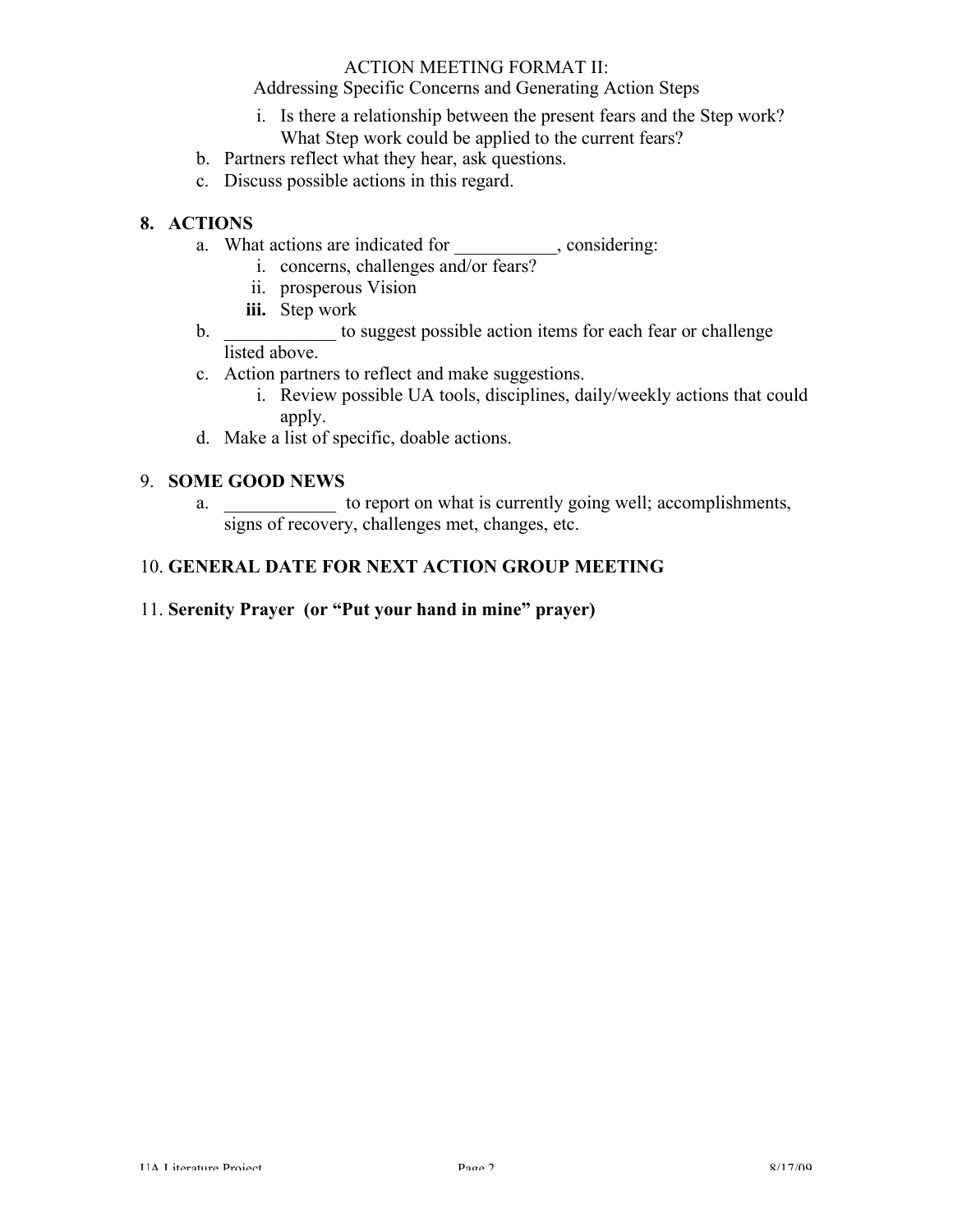ACTION MEETING FORMAT II:
Addressing Specific Concerns and Generating Action Steps

   i. Is there a relationship between the present fears and the Step work? What Step work could be applied to the current fears?
   
b. Partners reflect what they hear, ask questions.
c. Discuss possible actions in this regard.

**8. ACTIONS**

a. What actions are indicated for ___________, considering:
   i. concerns, challenges and/or fears?
   ii. prosperous Vision
   **iii.** Step work
b. ____________ to suggest possible action items for each fear or challenge listed above.
c. Action partners to reflect and make suggestions.
   i. Review possible UA tools, disciplines, daily/weekly actions that could apply.
d. Make a list of specific, doable actions.

9. **SOME GOOD NEWS**

a. ____________ to report on what is currently going well; accomplishments, signs of recovery, challenges met, changes, etc.

10. **GENERAL DATE FOR NEXT ACTION GROUP MEETING**

11. **Serenity Prayer (or "Put your hand in mine" prayer)**